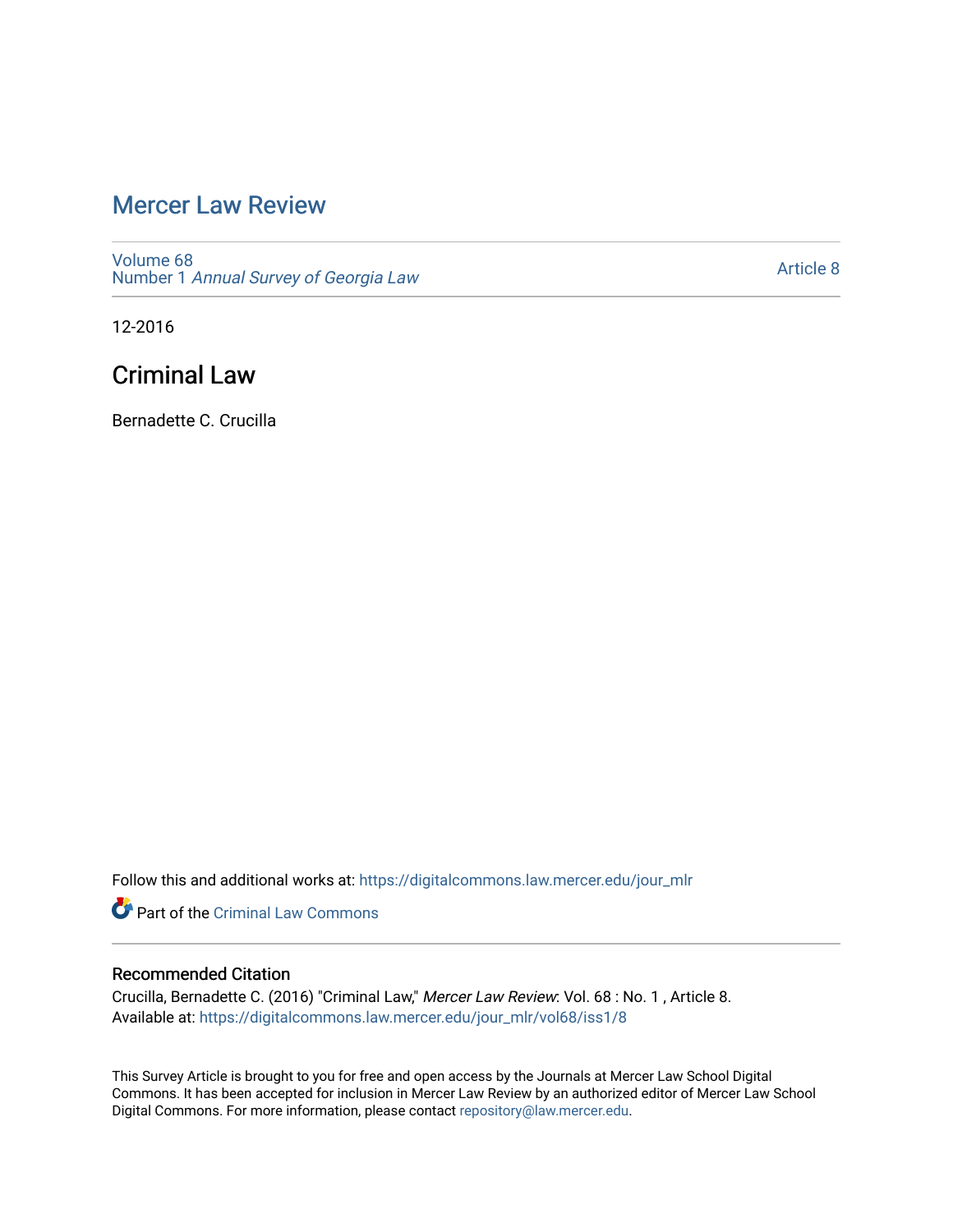# Mercer Law Review

Volume 68
Number 1 *Annual Survey of Georgia Law*

Article 8

12-2016

## Criminal Law

Bernadette C. Crucilla

Follow this and additional works at: https://digitalcommons.law.mercer.edu/jour_mlr

Part of the Criminal Law Commons

### Recommended Citation

Crucilla, Bernadette C. (2016) "Criminal Law," *Mercer Law Review*: Vol. 68 : No. 1 , Article 8.
Available at: https://digitalcommons.law.mercer.edu/jour_mlr/vol68/iss1/8

This Survey Article is brought to you for free and open access by the Journals at Mercer Law School Digital Commons. It has been accepted for inclusion in Mercer Law Review by an authorized editor of Mercer Law School Digital Commons. For more information, please contact repository@law.mercer.edu.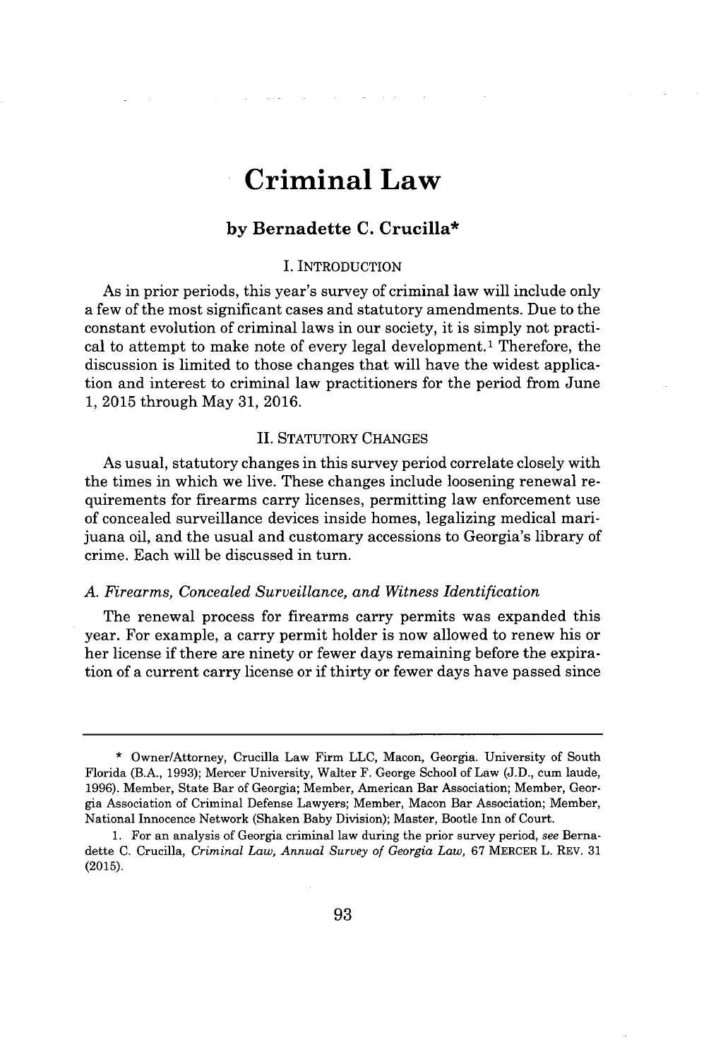# Criminal Law

## by Bernadette C. Crucilla*

### I. INTRODUCTION

As in prior periods, this year's survey of criminal law will include only a few of the most significant cases and statutory amendments. Due to the constant evolution of criminal laws in our society, it is simply not practical to attempt to make note of every legal development.[1] Therefore, the discussion is limited to those changes that will have the widest application and interest to criminal law practitioners for the period from June 1, 2015 through May 31, 2016.

### II. STATUTORY CHANGES

As usual, statutory changes in this survey period correlate closely with the times in which we live. These changes include loosening renewal requirements for firearms carry licenses, permitting law enforcement use of concealed surveillance devices inside homes, legalizing medical marijuana oil, and the usual and customary accessions to Georgia's library of crime. Each will be discussed in turn.

#### *A. Firearms, Concealed Surveillance, and Witness Identification*

The renewal process for firearms carry permits was expanded this year. For example, a carry permit holder is now allowed to renew his or her license if there are ninety or fewer days remaining before the expiration of a current carry license or if thirty or fewer days have passed since

---

\* Owner/Attorney, Crucilla Law Firm LLC, Macon, Georgia. University of South Florida (B.A., 1993); Mercer University, Walter F. George School of Law (J.D., cum laude, 1996). Member, State Bar of Georgia; Member, American Bar Association; Member, Georgia Association of Criminal Defense Lawyers; Member, Macon Bar Association; Member, National Innocence Network (Shaken Baby Division); Master, Bootle Inn of Court.

1. For an analysis of Georgia criminal law during the prior survey period, *see* Bernadette C. Crucilla, *Criminal Law, Annual Survey of Georgia Law*, 67 MERCER L. REV. 31 (2015).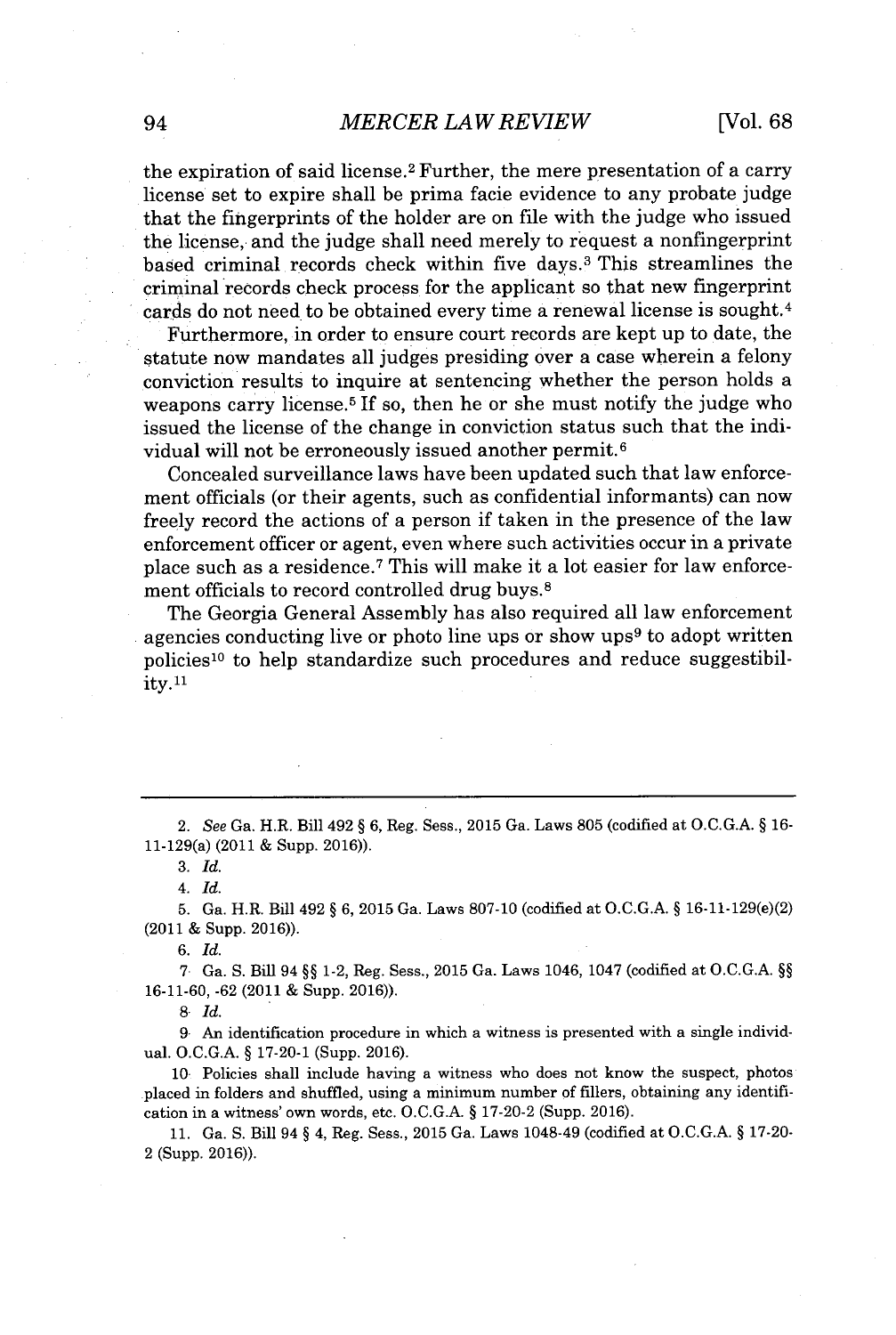the expiration of said license.[2] Further, the mere presentation of a carry license set to expire shall be prima facie evidence to any probate judge that the fingerprints of the holder are on file with the judge who issued the license, and the judge shall need merely to request a nonfingerprint based criminal records check within five days.[3] This streamlines the criminal records check process for the applicant so that new fingerprint cards do not need to be obtained every time a renewal license is sought.[4]

Furthermore, in order to ensure court records are kept up to date, the statute now mandates all judges presiding over a case wherein a felony conviction results to inquire at sentencing whether the person holds a weapons carry license.[5] If so, then he or she must notify the judge who issued the license of the change in conviction status such that the individual will not be erroneously issued another permit.[6]

Concealed surveillance laws have been updated such that law enforcement officials (or their agents, such as confidential informants) can now freely record the actions of a person if taken in the presence of the law enforcement officer or agent, even where such activities occur in a private place such as a residence.[7] This will make it a lot easier for law enforcement officials to record controlled drug buys.[8]

The Georgia General Assembly has also required all law enforcement agencies conducting live or photo line ups or show ups[9] to adopt written policies[10] to help standardize such procedures and reduce suggestibility.[11]

---

2. *See* Ga. H.R. Bill 492 § 6, Reg. Sess., 2015 Ga. Laws 805 (codified at O.C.G.A. § 16-11-129(a) (2011 & Supp. 2016)).

3. *Id.*

4. *Id.*

5. Ga. H.R. Bill 492 § 6, 2015 Ga. Laws 807-10 (codified at O.C.G.A. § 16-11-129(e)(2) (2011 & Supp. 2016)).

6. *Id.*

7. Ga. S. Bill 94 §§ 1-2, Reg. Sess., 2015 Ga. Laws 1046, 1047 (codified at O.C.G.A. §§ 16-11-60, -62 (2011 & Supp. 2016)).

8. *Id.*

9. An identification procedure in which a witness is presented with a single individual. O.C.G.A. § 17-20-1 (Supp. 2016).

10. Policies shall include having a witness who does not know the suspect, photos placed in folders and shuffled, using a minimum number of fillers, obtaining any identification in a witness' own words, etc. O.C.G.A. § 17-20-2 (Supp. 2016).

11. Ga. S. Bill 94 § 4, Reg. Sess., 2015 Ga. Laws 1048-49 (codified at O.C.G.A. § 17-20-2 (Supp. 2016)).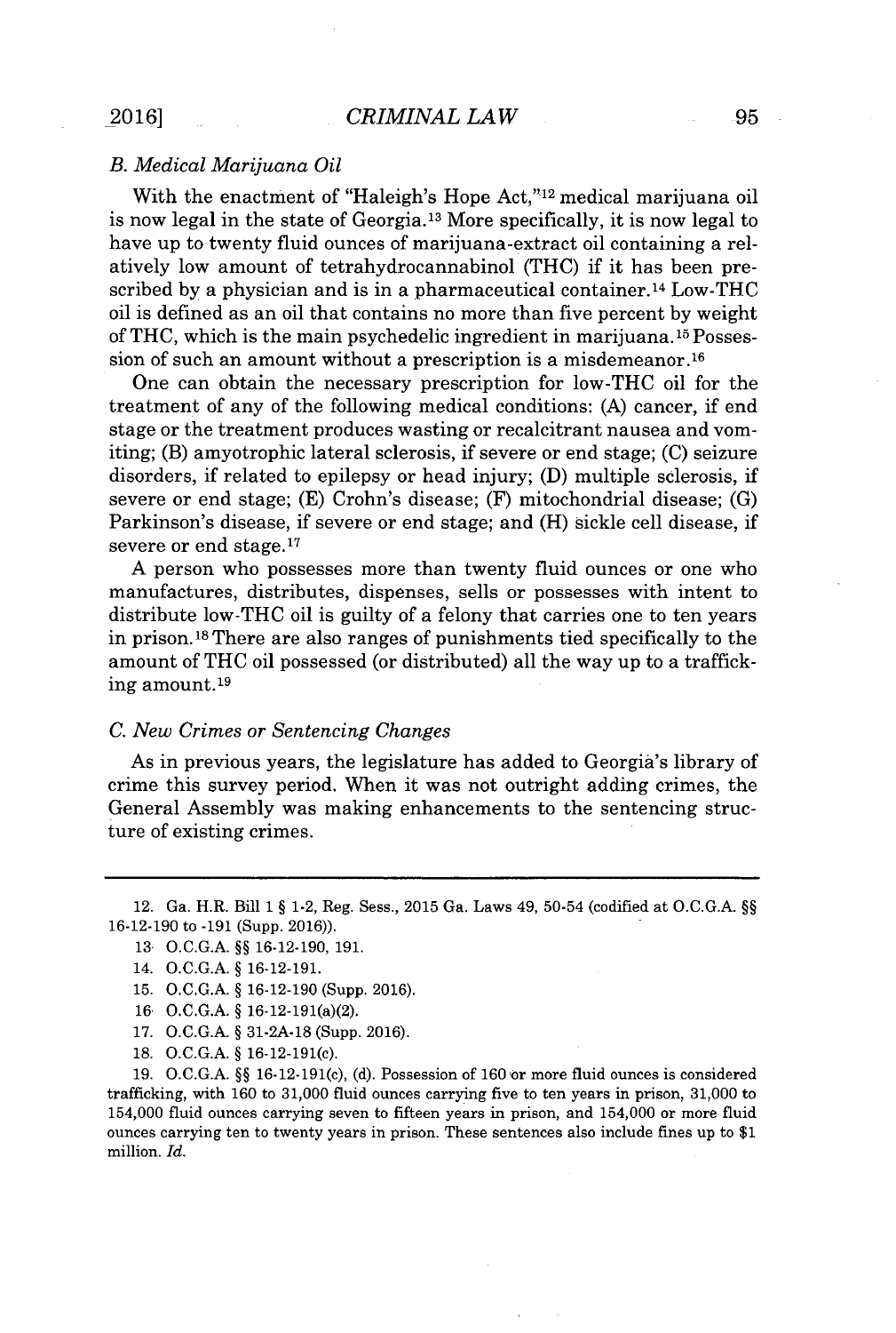### *B. Medical Marijuana Oil*

With the enactment of "Haleigh's Hope Act,"[12] medical marijuana oil is now legal in the state of Georgia.[13] More specifically, it is now legal to have up to twenty fluid ounces of marijuana-extract oil containing a relatively low amount of tetrahydrocannabinol (THC) if it has been prescribed by a physician and is in a pharmaceutical container.[14] Low-THC oil is defined as an oil that contains no more than five percent by weight of THC, which is the main psychedelic ingredient in marijuana.[15] Possession of such an amount without a prescription is a misdemeanor.[16]

One can obtain the necessary prescription for low-THC oil for the treatment of any of the following medical conditions: (A) cancer, if end stage or the treatment produces wasting or recalcitrant nausea and vomiting; (B) amyotrophic lateral sclerosis, if severe or end stage; (C) seizure disorders, if related to epilepsy or head injury; (D) multiple sclerosis, if severe or end stage; (E) Crohn's disease; (F) mitochondrial disease; (G) Parkinson's disease, if severe or end stage; and (H) sickle cell disease, if severe or end stage.[17]

A person who possesses more than twenty fluid ounces or one who manufactures, distributes, dispenses, sells or possesses with intent to distribute low-THC oil is guilty of a felony that carries one to ten years in prison.[18] There are also ranges of punishments tied specifically to the amount of THC oil possessed (or distributed) all the way up to a trafficking amount.[19]

### *C. New Crimes or Sentencing Changes*

As in previous years, the legislature has added to Georgia's library of crime this survey period. When it was not outright adding crimes, the General Assembly was making enhancements to the sentencing structure of existing crimes.

---

12. Ga. H.R. Bill 1 § 1-2, Reg. Sess., 2015 Ga. Laws 49, 50-54 (codified at O.C.G.A. §§ 16-12-190 to -191 (Supp. 2016)).

13. O.C.G.A. §§ 16-12-190, 191.

14. O.C.G.A. § 16-12-191.

15. O.C.G.A. § 16-12-190 (Supp. 2016).

16. O.C.G.A. § 16-12-191(a)(2).

17. O.C.G.A. § 31-2A-18 (Supp. 2016).

18. O.C.G.A. § 16-12-191(c).

19. O.C.G.A. §§ 16-12-191(c), (d). Possession of 160 or more fluid ounces is considered trafficking, with 160 to 31,000 fluid ounces carrying five to ten years in prison, 31,000 to 154,000 fluid ounces carrying seven to fifteen years in prison, and 154,000 or more fluid ounces carrying ten to twenty years in prison. These sentences also include fines up to $1 million. *Id.*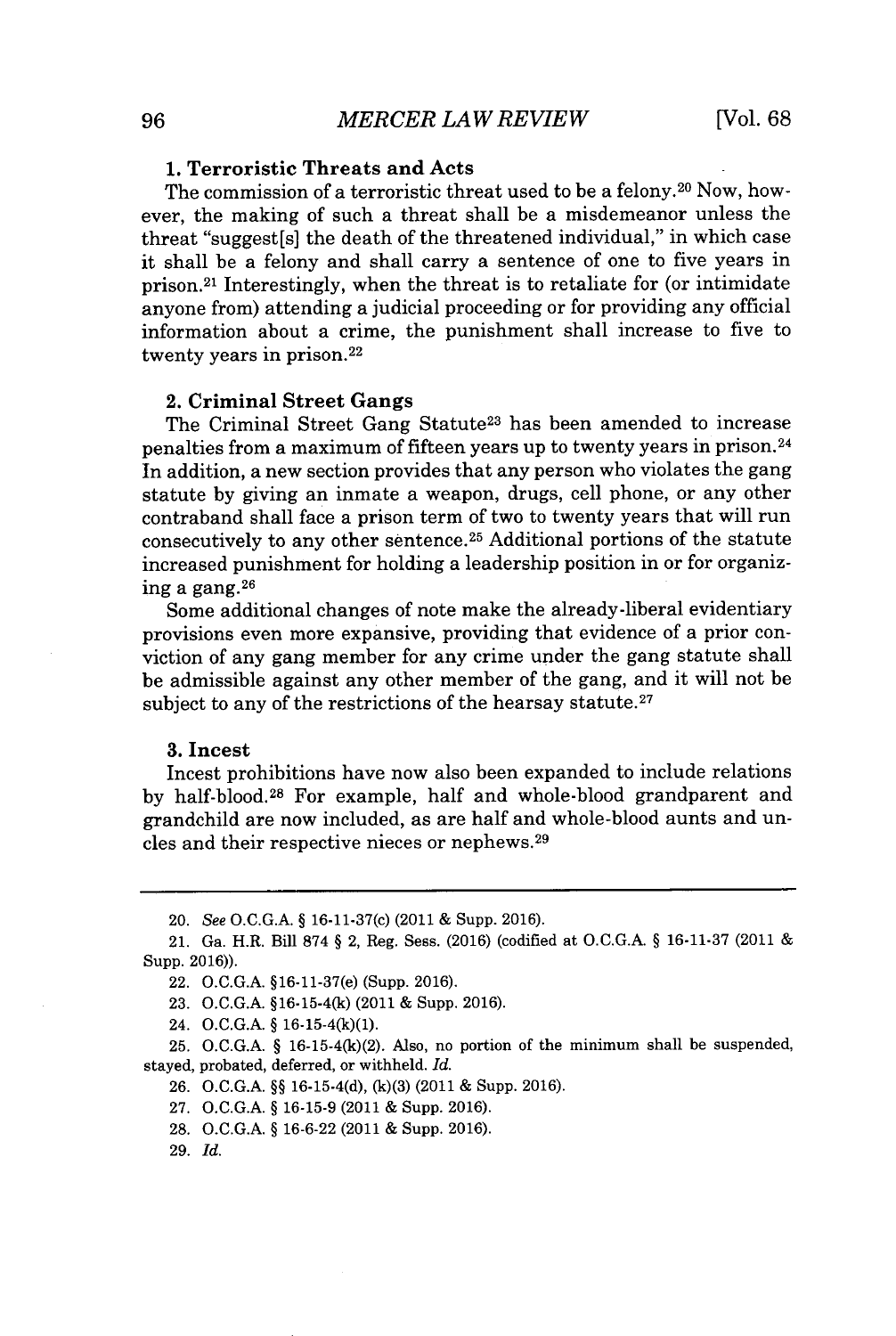### 1. Terroristic Threats and Acts

The commission of a terroristic threat used to be a felony.[20] Now, however, the making of such a threat shall be a misdemeanor unless the threat "suggest[s] the death of the threatened individual," in which case it shall be a felony and shall carry a sentence of one to five years in prison.[21] Interestingly, when the threat is to retaliate for (or intimidate anyone from) attending a judicial proceeding or for providing any official information about a crime, the punishment shall increase to five to twenty years in prison.[22]

### 2. Criminal Street Gangs

The Criminal Street Gang Statute[23] has been amended to increase penalties from a maximum of fifteen years up to twenty years in prison.[24] In addition, a new section provides that any person who violates the gang statute by giving an inmate a weapon, drugs, cell phone, or any other contraband shall face a prison term of two to twenty years that will run consecutively to any other sentence.[25] Additional portions of the statute increased punishment for holding a leadership position in or for organizing a gang.[26]

Some additional changes of note make the already-liberal evidentiary provisions even more expansive, providing that evidence of a prior conviction of any gang member for any crime under the gang statute shall be admissible against any other member of the gang, and it will not be subject to any of the restrictions of the hearsay statute.[27]

### 3. Incest

Incest prohibitions have now also been expanded to include relations by half-blood.[28] For example, half and whole-blood grandparent and grandchild are now included, as are half and whole-blood aunts and uncles and their respective nieces or nephews.[29]

---

20. *See* O.C.G.A. § 16-11-37(c) (2011 & Supp. 2016).

21. Ga. H.R. Bill 874 § 2, Reg. Sess. (2016) (codified at O.C.G.A. § 16-11-37 (2011 & Supp. 2016)).

22. O.C.G.A. §16-11-37(e) (Supp. 2016).

23. O.C.G.A. §16-15-4(k) (2011 & Supp. 2016).

24. O.C.G.A. § 16-15-4(k)(1).

25. O.C.G.A. § 16-15-4(k)(2). Also, no portion of the minimum shall be suspended, stayed, probated, deferred, or withheld. *Id.*

26. O.C.G.A. §§ 16-15-4(d), (k)(3) (2011 & Supp. 2016).

27. O.C.G.A. § 16-15-9 (2011 & Supp. 2016).

28. O.C.G.A. § 16-6-22 (2011 & Supp. 2016).

29. *Id.*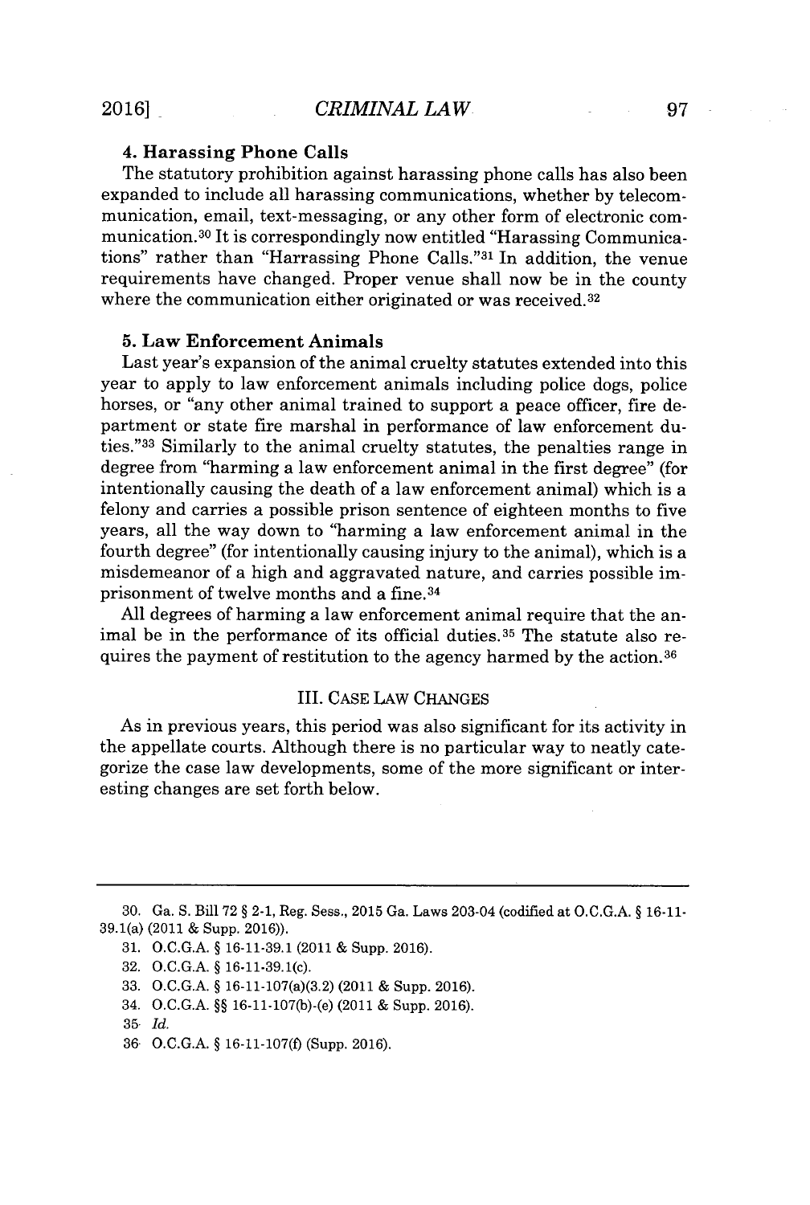### 4. Harassing Phone Calls

The statutory prohibition against harassing phone calls has also been expanded to include all harassing communications, whether by telecommunication, email, text-messaging, or any other form of electronic communication.[30] It is correspondingly now entitled "Harassing Communications" rather than "Harrassing Phone Calls."[31] In addition, the venue requirements have changed. Proper venue shall now be in the county where the communication either originated or was received.[32]

### 5. Law Enforcement Animals

Last year's expansion of the animal cruelty statutes extended into this year to apply to law enforcement animals including police dogs, police horses, or "any other animal trained to support a peace officer, fire department or state fire marshal in performance of law enforcement duties."[33] Similarly to the animal cruelty statutes, the penalties range in degree from "harming a law enforcement animal in the first degree" (for intentionally causing the death of a law enforcement animal) which is a felony and carries a possible prison sentence of eighteen months to five years, all the way down to "harming a law enforcement animal in the fourth degree" (for intentionally causing injury to the animal), which is a misdemeanor of a high and aggravated nature, and carries possible imprisonment of twelve months and a fine.[34]

All degrees of harming a law enforcement animal require that the animal be in the performance of its official duties.[35] The statute also requires the payment of restitution to the agency harmed by the action.[36]

## III. CASE LAW CHANGES

As in previous years, this period was also significant for its activity in the appellate courts. Although there is no particular way to neatly categorize the case law developments, some of the more significant or interesting changes are set forth below.

---

30. Ga. S. Bill 72 § 2-1, Reg. Sess., 2015 Ga. Laws 203-04 (codified at O.C.G.A. § 16-11-39.1(a) (2011 & Supp. 2016)).

31. O.C.G.A. § 16-11-39.1 (2011 & Supp. 2016).

32. O.C.G.A. § 16-11-39.1(c).

33. O.C.G.A. § 16-11-107(a)(3.2) (2011 & Supp. 2016).

34. O.C.G.A. §§ 16-11-107(b)-(e) (2011 & Supp. 2016).

35. *Id.*

36. O.C.G.A. § 16-11-107(f) (Supp. 2016).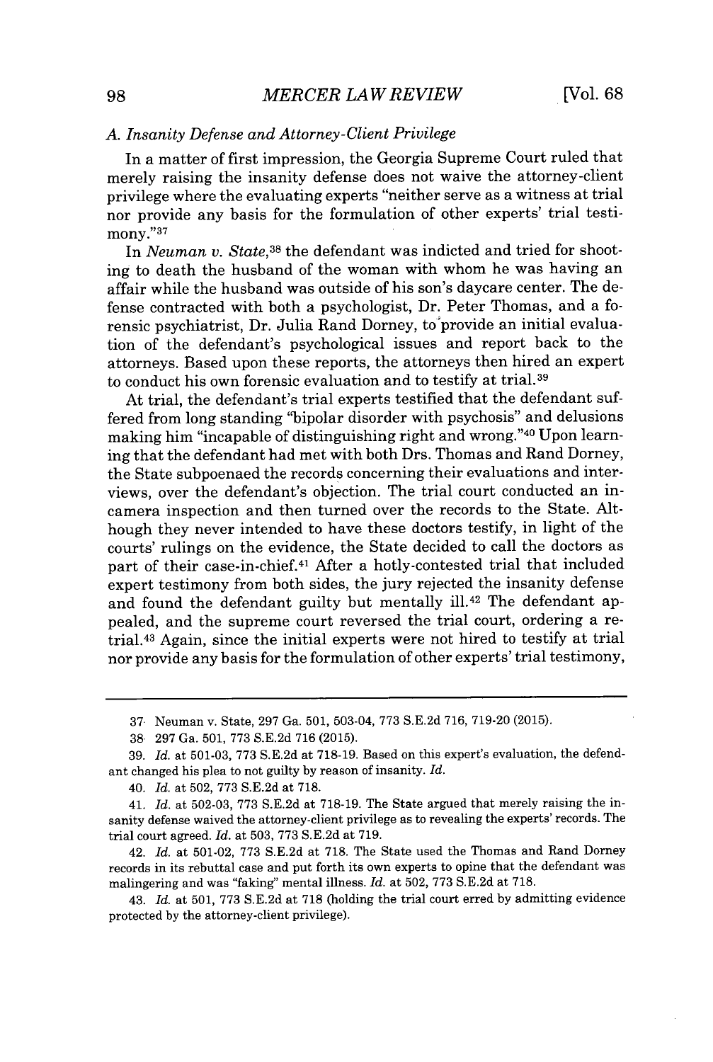### A. Insanity Defense and Attorney-Client Privilege

In a matter of first impression, the Georgia Supreme Court ruled that merely raising the insanity defense does not waive the attorney-client privilege where the evaluating experts "neither serve as a witness at trial nor provide any basis for the formulation of other experts' trial testimony."[37]

In *Neuman v. State*,[38] the defendant was indicted and tried for shooting to death the husband of the woman with whom he was having an affair while the husband was outside of his son's daycare center. The defense contracted with both a psychologist, Dr. Peter Thomas, and a forensic psychiatrist, Dr. Julia Rand Dorney, to provide an initial evaluation of the defendant's psychological issues and report back to the attorneys. Based upon these reports, the attorneys then hired an expert to conduct his own forensic evaluation and to testify at trial.[39]

At trial, the defendant's trial experts testified that the defendant suffered from long standing "bipolar disorder with psychosis" and delusions making him "incapable of distinguishing right and wrong."[40] Upon learning that the defendant had met with both Drs. Thomas and Rand Dorney, the State subpoenaed the records concerning their evaluations and interviews, over the defendant's objection. The trial court conducted an in-camera inspection and then turned over the records to the State. Although they never intended to have these doctors testify, in light of the courts' rulings on the evidence, the State decided to call the doctors as part of their case-in-chief.[41] After a hotly-contested trial that included expert testimony from both sides, the jury rejected the insanity defense and found the defendant guilty but mentally ill.[42] The defendant appealed, and the supreme court reversed the trial court, ordering a retrial.[43] Again, since the initial experts were not hired to testify at trial nor provide any basis for the formulation of other experts' trial testimony,

---

37. Neuman v. State, 297 Ga. 501, 503-04, 773 S.E.2d 716, 719-20 (2015).

38. 297 Ga. 501, 773 S.E.2d 716 (2015).

39. *Id.* at 501-03, 773 S.E.2d at 718-19. Based on this expert's evaluation, the defendant changed his plea to not guilty by reason of insanity. *Id.*

40. *Id.* at 502, 773 S.E.2d at 718.

41. *Id.* at 502-03, 773 S.E.2d at 718-19. The State argued that merely raising the insanity defense waived the attorney-client privilege as to revealing the experts' records. The trial court agreed. *Id.* at 503, 773 S.E.2d at 719.

42. *Id.* at 501-02, 773 S.E.2d at 718. The State used the Thomas and Rand Dorney records in its rebuttal case and put forth its own experts to opine that the defendant was malingering and was "faking" mental illness. *Id.* at 502, 773 S.E.2d at 718.

43. *Id.* at 501, 773 S.E.2d at 718 (holding the trial court erred by admitting evidence protected by the attorney-client privilege).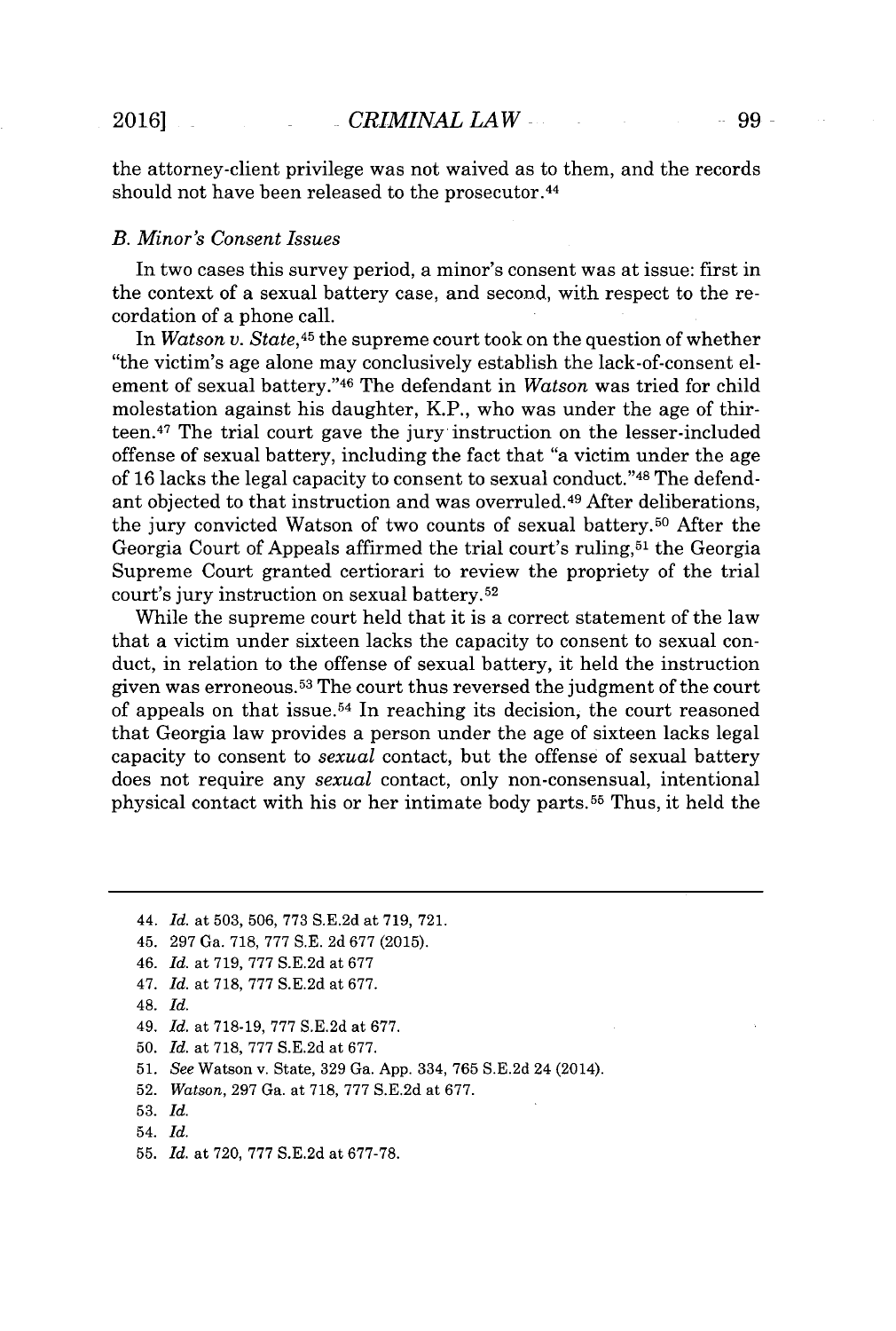the attorney-client privilege was not waived as to them, and the records should not have been released to the prosecutor.[44]

### *B. Minor's Consent Issues*

In two cases this survey period, a minor's consent was at issue: first in the context of a sexual battery case, and second, with respect to the recordation of a phone call.

In *Watson v. State*,[45] the supreme court took on the question of whether "the victim's age alone may conclusively establish the lack-of-consent element of sexual battery."[46] The defendant in *Watson* was tried for child molestation against his daughter, K.P., who was under the age of thirteen.[47] The trial court gave the jury instruction on the lesser-included offense of sexual battery, including the fact that "a victim under the age of 16 lacks the legal capacity to consent to sexual conduct."[48] The defendant objected to that instruction and was overruled.[49] After deliberations, the jury convicted Watson of two counts of sexual battery.[50] After the Georgia Court of Appeals affirmed the trial court's ruling,[51] the Georgia Supreme Court granted certiorari to review the propriety of the trial court's jury instruction on sexual battery.[52]

While the supreme court held that it is a correct statement of the law that a victim under sixteen lacks the capacity to consent to sexual conduct, in relation to the offense of sexual battery, it held the instruction given was erroneous.[53] The court thus reversed the judgment of the court of appeals on that issue.[54] In reaching its decision, the court reasoned that Georgia law provides a person under the age of sixteen lacks legal capacity to consent to *sexual* contact, but the offense of sexual battery does not require any *sexual* contact, only non-consensual, intentional physical contact with his or her intimate body parts.[55] Thus, it held the

---

44. *Id.* at 503, 506, 773 S.E.2d at 719, 721.
45. 297 Ga. 718, 777 S.E. 2d 677 (2015).
46. *Id.* at 719, 777 S.E.2d at 677
47. *Id.* at 718, 777 S.E.2d at 677.
48. *Id.*
49. *Id.* at 718-19, 777 S.E.2d at 677.
50. *Id.* at 718, 777 S.E.2d at 677.
51. *See* Watson v. State, 329 Ga. App. 334, 765 S.E.2d 24 (2014).
52. *Watson*, 297 Ga. at 718, 777 S.E.2d at 677.
53. *Id.*
54. *Id.*
55. *Id.* at 720, 777 S.E.2d at 677-78.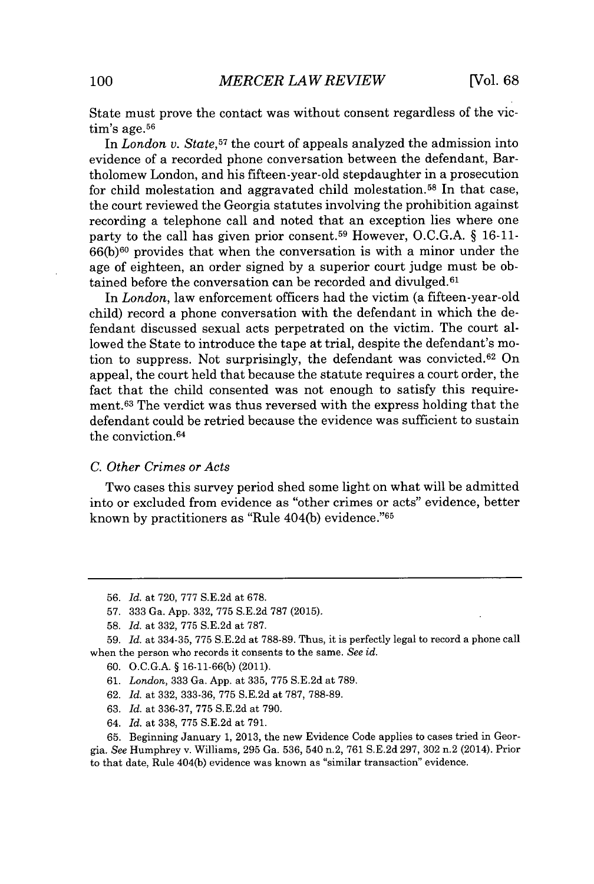State must prove the contact was without consent regardless of the victim's age.[56]

In *London v. State*,[57] the court of appeals analyzed the admission into evidence of a recorded phone conversation between the defendant, Bartholomew London, and his fifteen-year-old stepdaughter in a prosecution for child molestation and aggravated child molestation.[58] In that case, the court reviewed the Georgia statutes involving the prohibition against recording a telephone call and noted that an exception lies where one party to the call has given prior consent.[59] However, O.C.G.A. § 16-11-66(b)[60] provides that when the conversation is with a minor under the age of eighteen, an order signed by a superior court judge must be obtained before the conversation can be recorded and divulged.[61]

In *London*, law enforcement officers had the victim (a fifteen-year-old child) record a phone conversation with the defendant in which the defendant discussed sexual acts perpetrated on the victim. The court allowed the State to introduce the tape at trial, despite the defendant's motion to suppress. Not surprisingly, the defendant was convicted.[62] On appeal, the court held that because the statute requires a court order, the fact that the child consented was not enough to satisfy this requirement.[63] The verdict was thus reversed with the express holding that the defendant could be retried because the evidence was sufficient to sustain the conviction.[64]

### C. Other Crimes or Acts

Two cases this survey period shed some light on what will be admitted into or excluded from evidence as "other crimes or acts" evidence, better known by practitioners as "Rule 404(b) evidence."[65]

---

56. *Id.* at 720, 777 S.E.2d at 678.

57. 333 Ga. App. 332, 775 S.E.2d 787 (2015).

58. *Id.* at 332, 775 S.E.2d at 787.

59. *Id.* at 334-35, 775 S.E.2d at 788-89. Thus, it is perfectly legal to record a phone call when the person who records it consents to the same. *See id.*

60. O.C.G.A. § 16-11-66(b) (2011).

61. *London*, 333 Ga. App. at 335, 775 S.E.2d at 789.

62. *Id.* at 332, 333-36, 775 S.E.2d at 787, 788-89.

63. *Id.* at 336-37, 775 S.E.2d at 790.

64. *Id.* at 338, 775 S.E.2d at 791.

65. Beginning January 1, 2013, the new Evidence Code applies to cases tried in Georgia. *See* Humphrey v. Williams, 295 Ga. 536, 540 n.2, 761 S.E.2d 297, 302 n.2 (2014). Prior to that date, Rule 404(b) evidence was known as "similar transaction" evidence.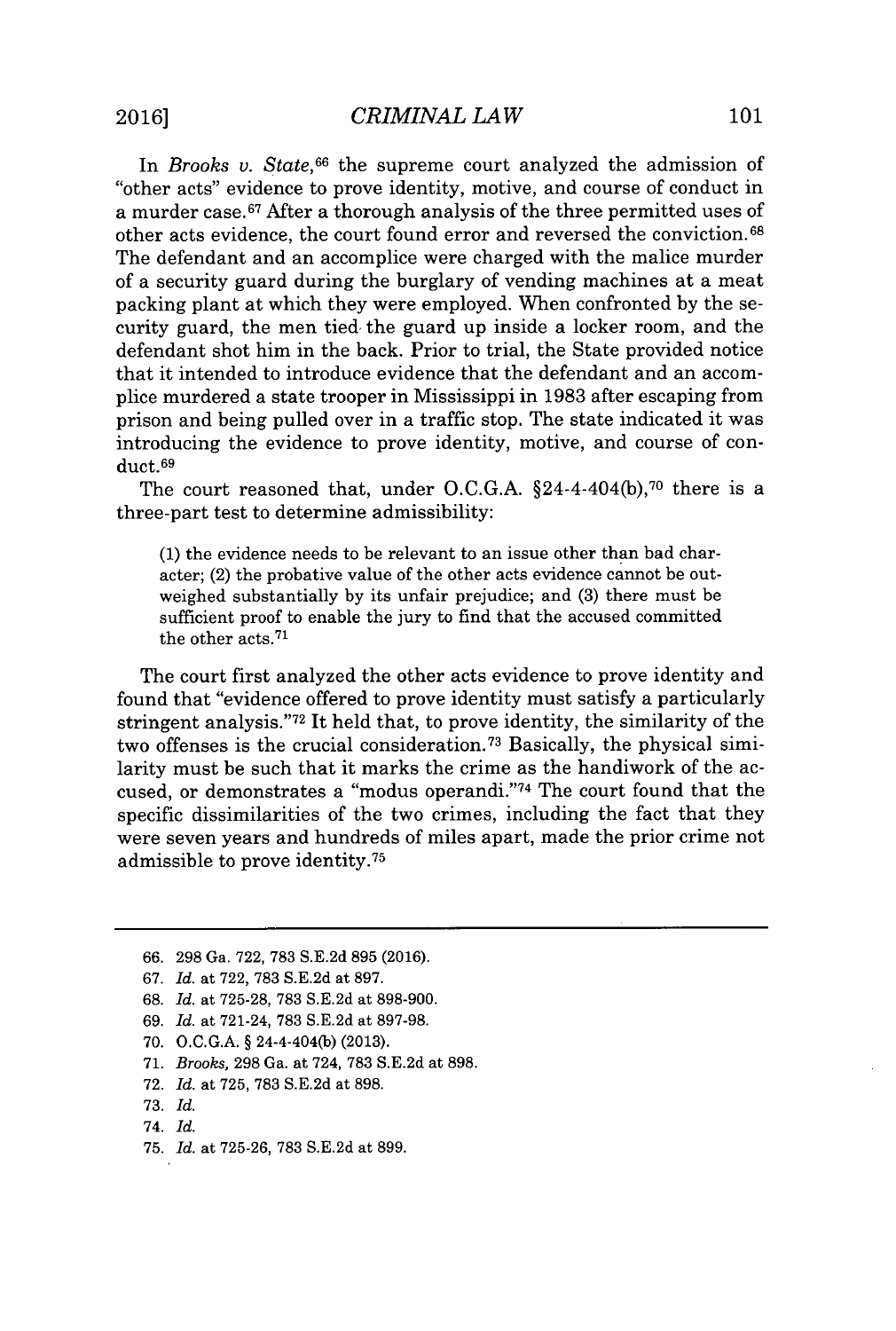In *Brooks v. State*,[66] the supreme court analyzed the admission of "other acts" evidence to prove identity, motive, and course of conduct in a murder case.[67] After a thorough analysis of the three permitted uses of other acts evidence, the court found error and reversed the conviction.[68] The defendant and an accomplice were charged with the malice murder of a security guard during the burglary of vending machines at a meat packing plant at which they were employed. When confronted by the security guard, the men tied the guard up inside a locker room, and the defendant shot him in the back. Prior to trial, the State provided notice that it intended to introduce evidence that the defendant and an accomplice murdered a state trooper in Mississippi in 1983 after escaping from prison and being pulled over in a traffic stop. The state indicated it was introducing the evidence to prove identity, motive, and course of conduct.[69]

The court reasoned that, under O.C.G.A. §24-4-404(b),[70] there is a three-part test to determine admissibility:

> (1) the evidence needs to be relevant to an issue other than bad character; (2) the probative value of the other acts evidence cannot be outweighed substantially by its unfair prejudice; and (3) there must be sufficient proof to enable the jury to find that the accused committed the other acts.[71]

The court first analyzed the other acts evidence to prove identity and found that "evidence offered to prove identity must satisfy a particularly stringent analysis."[72] It held that, to prove identity, the similarity of the two offenses is the crucial consideration.[73] Basically, the physical similarity must be such that it marks the crime as the handiwork of the accused, or demonstrates a "modus operandi."[74] The court found that the specific dissimilarities of the two crimes, including the fact that they were seven years and hundreds of miles apart, made the prior crime not admissible to prove identity.[75]

---

66. 298 Ga. 722, 783 S.E.2d 895 (2016).
67. *Id.* at 722, 783 S.E.2d at 897.
68. *Id.* at 725-28, 783 S.E.2d at 898-900.
69. *Id.* at 721-24, 783 S.E.2d at 897-98.
70. O.C.G.A. § 24-4-404(b) (2013).
71. *Brooks*, 298 Ga. at 724, 783 S.E.2d at 898.
72. *Id.* at 725, 783 S.E.2d at 898.
73. *Id.*
74. *Id.*
75. *Id.* at 725-26, 783 S.E.2d at 899.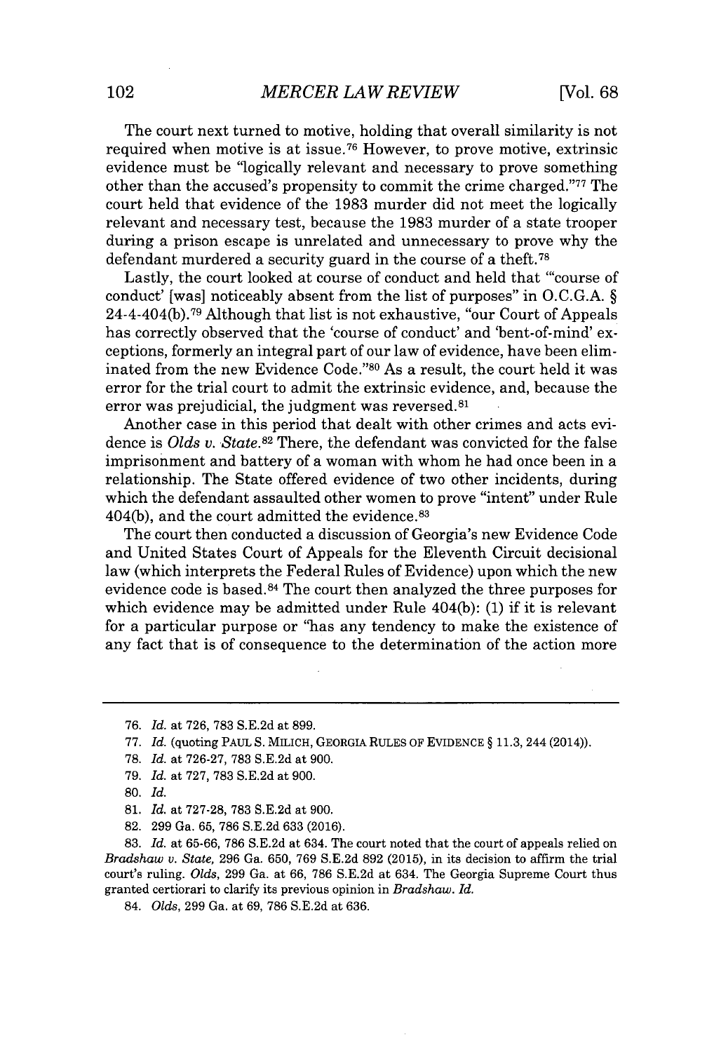The court next turned to motive, holding that overall similarity is not required when motive is at issue.[76] However, to prove motive, extrinsic evidence must be "logically relevant and necessary to prove something other than the accused's propensity to commit the crime charged."[77] The court held that evidence of the 1983 murder did not meet the logically relevant and necessary test, because the 1983 murder of a state trooper during a prison escape is unrelated and unnecessary to prove why the defendant murdered a security guard in the course of a theft.[78]

Lastly, the court looked at course of conduct and held that "'course of conduct' [was] noticeably absent from the list of purposes" in O.C.G.A. § 24-4-404(b).[79] Although that list is not exhaustive, "our Court of Appeals has correctly observed that the 'course of conduct' and 'bent-of-mind' exceptions, formerly an integral part of our law of evidence, have been eliminated from the new Evidence Code."[80] As a result, the court held it was error for the trial court to admit the extrinsic evidence, and, because the error was prejudicial, the judgment was reversed.[81]

Another case in this period that dealt with other crimes and acts evidence is *Olds v. State*.[82] There, the defendant was convicted for the false imprisonment and battery of a woman with whom he had once been in a relationship. The State offered evidence of two other incidents, during which the defendant assaulted other women to prove "intent" under Rule 404(b), and the court admitted the evidence.[83]

The court then conducted a discussion of Georgia's new Evidence Code and United States Court of Appeals for the Eleventh Circuit decisional law (which interprets the Federal Rules of Evidence) upon which the new evidence code is based.[84] The court then analyzed the three purposes for which evidence may be admitted under Rule 404(b): (1) if it is relevant for a particular purpose or "has any tendency to make the existence of any fact that is of consequence to the determination of the action more

---

76. *Id.* at 726, 783 S.E.2d at 899.

77. *Id.* (quoting PAUL S. MILICH, GEORGIA RULES OF EVIDENCE § 11.3, 244 (2014)).

78. *Id.* at 726-27, 783 S.E.2d at 900.

79. *Id.* at 727, 783 S.E.2d at 900.

80. *Id.*

81. *Id.* at 727-28, 783 S.E.2d at 900.

82. 299 Ga. 65, 786 S.E.2d 633 (2016).

83. *Id.* at 65-66, 786 S.E.2d at 634. The court noted that the court of appeals relied on *Bradshaw v. State*, 296 Ga. 650, 769 S.E.2d 892 (2015), in its decision to affirm the trial court's ruling. *Olds*, 299 Ga. at 66, 786 S.E.2d at 634. The Georgia Supreme Court thus granted certiorari to clarify its previous opinion in *Bradshaw*. *Id.*

84. *Olds*, 299 Ga. at 69, 786 S.E.2d at 636.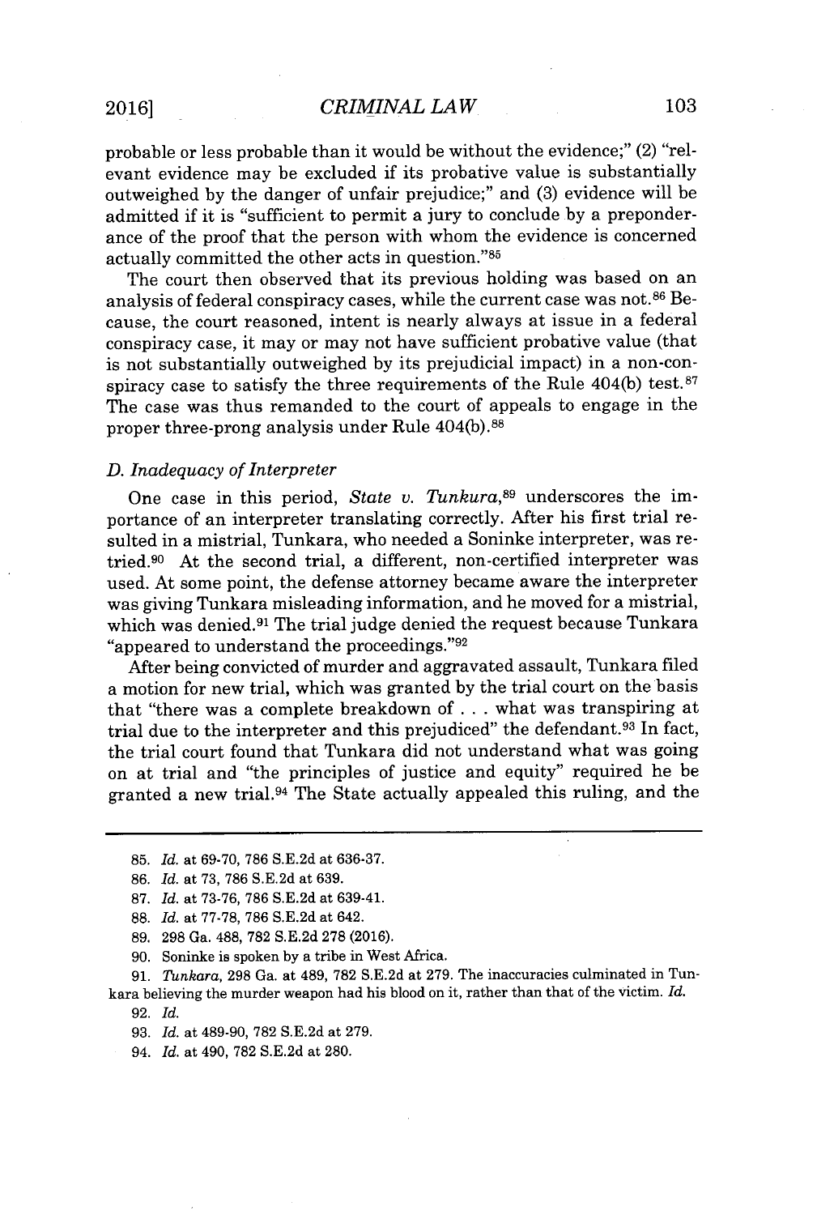probable or less probable than it would be without the evidence;" (2) "relevant evidence may be excluded if its probative value is substantially outweighed by the danger of unfair prejudice;" and (3) evidence will be admitted if it is "sufficient to permit a jury to conclude by a preponderance of the proof that the person with whom the evidence is concerned actually committed the other acts in question."[85]

The court then observed that its previous holding was based on an analysis of federal conspiracy cases, while the current case was not.[86] Because, the court reasoned, intent is nearly always at issue in a federal conspiracy case, it may or may not have sufficient probative value (that is not substantially outweighed by its prejudicial impact) in a non-conspiracy case to satisfy the three requirements of the Rule 404(b) test.[87] The case was thus remanded to the court of appeals to engage in the proper three-prong analysis under Rule 404(b).[88]

### *D. Inadequacy of Interpreter*

One case in this period, *State v. Tunkura*,[89] underscores the importance of an interpreter translating correctly. After his first trial resulted in a mistrial, Tunkara, who needed a Soninke interpreter, was retried.[90] At the second trial, a different, non-certified interpreter was used. At some point, the defense attorney became aware the interpreter was giving Tunkara misleading information, and he moved for a mistrial, which was denied.[91] The trial judge denied the request because Tunkara "appeared to understand the proceedings."[92]

After being convicted of murder and aggravated assault, Tunkara filed a motion for new trial, which was granted by the trial court on the basis that "there was a complete breakdown of . . . what was transpiring at trial due to the interpreter and this prejudiced" the defendant.[93] In fact, the trial court found that Tunkara did not understand what was going on at trial and "the principles of justice and equity" required he be granted a new trial.[94] The State actually appealed this ruling, and the

---

85. *Id.* at 69-70, 786 S.E.2d at 636-37.

86. *Id.* at 73, 786 S.E.2d at 639.

87. *Id.* at 73-76, 786 S.E.2d at 639-41.

88. *Id.* at 77-78, 786 S.E.2d at 642.

89. 298 Ga. 488, 782 S.E.2d 278 (2016).

90. Soninke is spoken by a tribe in West Africa.

91. *Tunkara*, 298 Ga. at 489, 782 S.E.2d at 279. The inaccuracies culminated in Tunkara believing the murder weapon had his blood on it, rather than that of the victim. *Id.*

92. *Id.*

93. *Id.* at 489-90, 782 S.E.2d at 279.

94. *Id.* at 490, 782 S.E.2d at 280.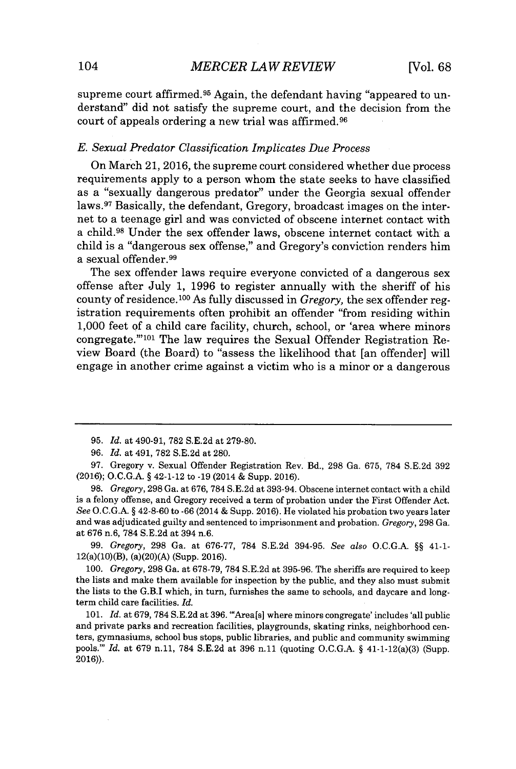supreme court affirmed.[95] Again, the defendant having "appeared to understand" did not satisfy the supreme court, and the decision from the court of appeals ordering a new trial was affirmed.[96]

### *E. Sexual Predator Classification Implicates Due Process*

On March 21, 2016, the supreme court considered whether due process requirements apply to a person whom the state seeks to have classified as a "sexually dangerous predator" under the Georgia sexual offender laws.[97] Basically, the defendant, Gregory, broadcast images on the internet to a teenage girl and was convicted of obscene internet contact with a child.[98] Under the sex offender laws, obscene internet contact with a child is a "dangerous sex offense," and Gregory's conviction renders him a sexual offender.[99]

The sex offender laws require everyone convicted of a dangerous sex offense after July 1, 1996 to register annually with the sheriff of his county of residence.[100] As fully discussed in *Gregory*, the sex offender registration requirements often prohibit an offender "from residing within 1,000 feet of a child care facility, church, school, or 'area where minors congregate.'"[101] The law requires the Sexual Offender Registration Review Board (the Board) to "assess the likelihood that [an offender] will engage in another crime against a victim who is a minor or a dangerous

---

95. *Id.* at 490-91, 782 S.E.2d at 279-80.

96. *Id.* at 491, 782 S.E.2d at 280.

97. Gregory v. Sexual Offender Registration Rev. Bd., 298 Ga. 675, 784 S.E.2d 392 (2016); O.C.G.A. § 42-1-12 to -19 (2014 & Supp. 2016).

98. *Gregory*, 298 Ga. at 676, 784 S.E.2d at 393-94. Obscene internet contact with a child is a felony offense, and Gregory received a term of probation under the First Offender Act. *See* O.C.G.A. § 42-8-60 to -66 (2014 & Supp. 2016). He violated his probation two years later and was adjudicated guilty and sentenced to imprisonment and probation. *Gregory*, 298 Ga. at 676 n.6, 784 S.E.2d at 394 n.6.

99. *Gregory*, 298 Ga. at 676-77, 784 S.E.2d 394-95. *See also* O.C.G.A. §§ 41-1-12(a)(10)(B), (a)(20)(A) (Supp. 2016).

100. *Gregory*, 298 Ga. at 678-79, 784 S.E.2d at 395-96. The sheriffs are required to keep the lists and make them available for inspection by the public, and they also must submit the lists to the G.B.I which, in turn, furnishes the same to schools, and daycare and long-term child care facilities. *Id.*

101. *Id.* at 679, 784 S.E.2d at 396. "'Area[s] where minors congregate' includes 'all public and private parks and recreation facilities, playgrounds, skating rinks, neighborhood centers, gymnasiums, school bus stops, public libraries, and public and community swimming pools.'" *Id.* at 679 n.11, 784 S.E.2d at 396 n.11 (quoting O.C.G.A. § 41-1-12(a)(3) (Supp. 2016)).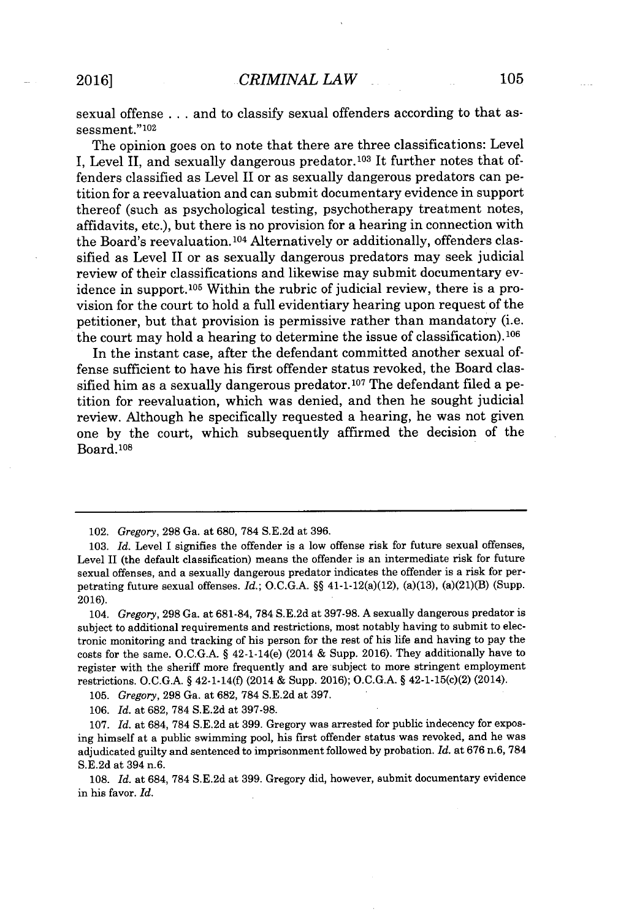sexual offense . . . and to classify sexual offenders according to that assessment."[102]

The opinion goes on to note that there are three classifications: Level I, Level II, and sexually dangerous predator.[103] It further notes that offenders classified as Level II or as sexually dangerous predators can petition for a reevaluation and can submit documentary evidence in support thereof (such as psychological testing, psychotherapy treatment notes, affidavits, etc.), but there is no provision for a hearing in connection with the Board's reevaluation.[104] Alternatively or additionally, offenders classified as Level II or as sexually dangerous predators may seek judicial review of their classifications and likewise may submit documentary evidence in support.[105] Within the rubric of judicial review, there is a provision for the court to hold a full evidentiary hearing upon request of the petitioner, but that provision is permissive rather than mandatory (i.e. the court may hold a hearing to determine the issue of classification).[106]

In the instant case, after the defendant committed another sexual offense sufficient to have his first offender status revoked, the Board classified him as a sexually dangerous predator.[107] The defendant filed a petition for reevaluation, which was denied, and then he sought judicial review. Although he specifically requested a hearing, he was not given one by the court, which subsequently affirmed the decision of the Board.[108]

---

102. *Gregory*, 298 Ga. at 680, 784 S.E.2d at 396.

103. *Id.* Level I signifies the offender is a low offense risk for future sexual offenses, Level II (the default classification) means the offender is an intermediate risk for future sexual offenses, and a sexually dangerous predator indicates the offender is a risk for perpetrating future sexual offenses. *Id.*; O.C.G.A. §§ 41-1-12(a)(12), (a)(13), (a)(21)(B) (Supp. 2016).

104. *Gregory*, 298 Ga. at 681-84, 784 S.E.2d at 397-98. A sexually dangerous predator is subject to additional requirements and restrictions, most notably having to submit to electronic monitoring and tracking of his person for the rest of his life and having to pay the costs for the same. O.C.G.A. § 42-1-14(e) (2014 & Supp. 2016). They additionally have to register with the sheriff more frequently and are subject to more stringent employment restrictions. O.C.G.A. § 42-1-14(f) (2014 & Supp. 2016); O.C.G.A. § 42-1-15(c)(2) (2014).

105. *Gregory*, 298 Ga. at 682, 784 S.E.2d at 397.

106. *Id.* at 682, 784 S.E.2d at 397-98.

107. *Id.* at 684, 784 S.E.2d at 399. Gregory was arrested for public indecency for exposing himself at a public swimming pool, his first offender status was revoked, and he was adjudicated guilty and sentenced to imprisonment followed by probation. *Id.* at 676 n.6, 784 S.E.2d at 394 n.6.

108. *Id.* at 684, 784 S.E.2d at 399. Gregory did, however, submit documentary evidence in his favor. *Id.*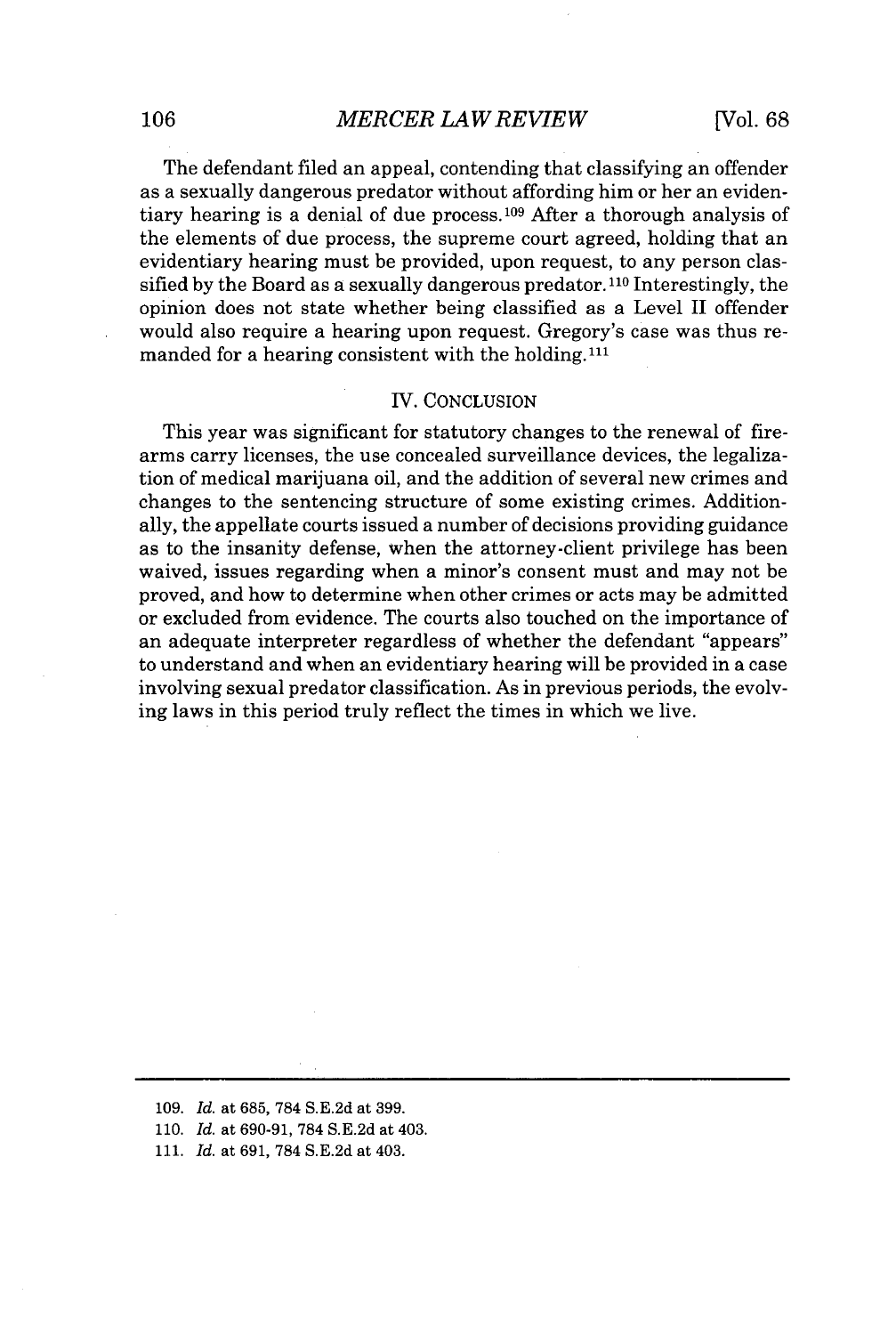The defendant filed an appeal, contending that classifying an offender as a sexually dangerous predator without affording him or her an evidentiary hearing is a denial of due process.[109] After a thorough analysis of the elements of due process, the supreme court agreed, holding that an evidentiary hearing must be provided, upon request, to any person classified by the Board as a sexually dangerous predator.[110] Interestingly, the opinion does not state whether being classified as a Level II offender would also require a hearing upon request. Gregory's case was thus remanded for a hearing consistent with the holding.[111]

## IV. CONCLUSION

This year was significant for statutory changes to the renewal of firearms carry licenses, the use concealed surveillance devices, the legalization of medical marijuana oil, and the addition of several new crimes and changes to the sentencing structure of some existing crimes. Additionally, the appellate courts issued a number of decisions providing guidance as to the insanity defense, when the attorney-client privilege has been waived, issues regarding when a minor's consent must and may not be proved, and how to determine when other crimes or acts may be admitted or excluded from evidence. The courts also touched on the importance of an adequate interpreter regardless of whether the defendant "appears" to understand and when an evidentiary hearing will be provided in a case involving sexual predator classification. As in previous periods, the evolving laws in this period truly reflect the times in which we live.

---

109. *Id.* at 685, 784 S.E.2d at 399.

110. *Id.* at 690-91, 784 S.E.2d at 403.

111. *Id.* at 691, 784 S.E.2d at 403.